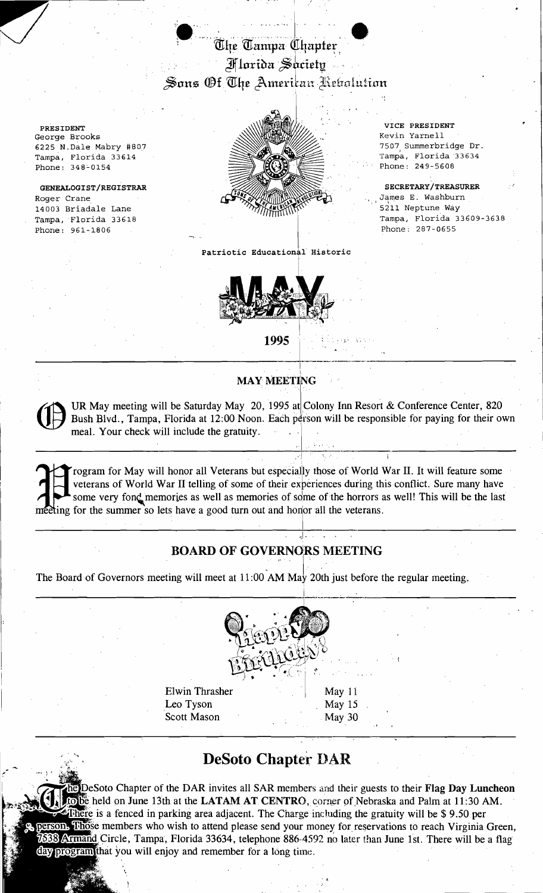# The Tampa Chapter
# Florida Society
# Sons Of The American Revolution

**PRESIDENT**
George Brooks
6225 N.Dale Mabry #807
Tampa, Florida 33614
Phone: 348-0154

**GENEALOGIST/REGISTRAR**
Roger Crane
14003 Briadale Lane
Tampa, Florida 33618
Phone: 961-1806

**VICE PRESIDENT**
Kevin Yarnell
7507 Summerbridge Dr.
Tampa, Florida 33634
Phone: 249-5608

**SECRETARY/TREASURER**
James E. Washburn
5211 Neptune Way
Tampa, Florida 33609-3638
Phone: 287-0655

Patriotic Educational Historic

MAY

**1995**

## MAY MEETING

OUR May meeting will be Saturday May 20, 1995 at Colony Inn Resort & Conference Center, 820 Bush Blvd., Tampa, Florida at 12:00 Noon. Each person will be responsible for paying for their own meal. Your check will include the gratuity.

Program for May will honor all Veterans but especially those of World War II. It will feature some veterans of World War II telling of some of their experiences during this conflict. Sure many have some very fond memories as well as memories of some of the horrors as well! This will be the last meeting for the summer so lets have a good turn out and honor all the veterans.

## BOARD OF GOVERNORS MEETING

The Board of Governors meeting will meet at 11:00 AM May 20th just before the regular meeting.

Happy Birthday!

| | |
|---|---|
| Elwin Thrasher | May 11 |
| Leo Tyson | May 15 |
| Scott Mason | May 30 |

## DeSoto Chapter DAR

The DeSoto Chapter of the DAR invites all SAR members and their guests to their **Flag Day Luncheon** to be held on June 13th at the **LATAM AT CENTRO**, corner of Nebraska and Palm at 11:30 AM. There is a fenced in parking area adjacent. The Charge including the gratuity will be $ 9.50 per person. Those members who wish to attend please send your money for reservations to reach Virginia Green, 7538 Armand Circle, Tampa, Florida 33634, telephone 886-4592 no later than June 1st. There will be a flag day program that you will enjoy and remember for a long time.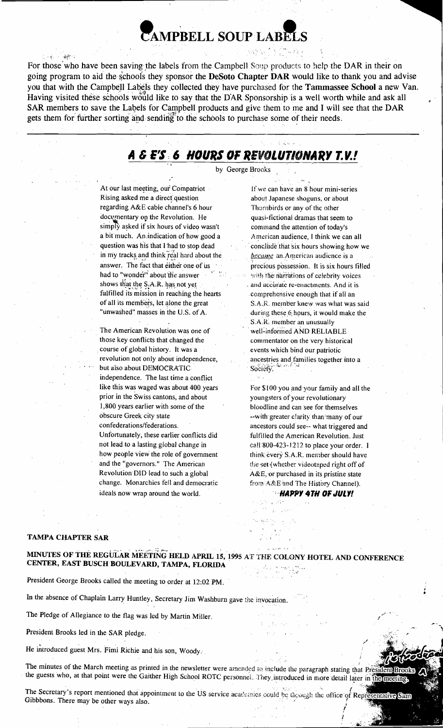# CAMPBELL SOUP LABELS

For those who have been saving the labels from the Campbell Soup products to help the DAR in their on going program to aid the schools they sponsor the **DeSoto Chapter DAR** would like to thank you and advise you that with the Campbell Labels they collected they have purchased for the **Tammassee School** a new Van. Having visited these schools would like to say that the DAR Sponsorship is a well worth while and ask all SAR members to save the Labels for Campbell products and give them to me and I will see that the DAR gets them for further sorting and sending to the schools to purchase some of their needs.

---

## *A & E'S 6 HOURS OF REVOLUTIONARY T.V.!*

by George Brooks

At our last meeting, our Compatriot Rising asked me a direct question regarding A&E cable channel's 6 hour documentary on the Revolution. He simply asked if six hours of video wasn't a bit much. An indication of how good a question was his that I had to stop dead in my tracks and think real hard about the answer. The fact that either one of us had to "wonder" about the answer shows that the S.A.R. has not yet fulfilled its mission in reaching the hearts of all its members, let alone the great "unwashed" masses in the U.S. of A.

The American Revolution was one of those key conflicts that changed the course of global history. It was a revolution not only about independence, but also about DEMOCRATIC independence. The last time a conflict like this was waged was about 400 years prior in the Swiss cantons, and about 1,800 years earlier with some of the obscure Greek city state confederations/federations. Unfortunately, these earlier conflicts did not lead to a lasting global change in how people view the role of government and the "governors." The American Revolution DID lead to such a global change. Monarchies fell and democratic ideals now wrap around the world.

If we can have an 8 hour mini-series about Japanese shoguns, or about Thornbirds or any of the other quasi-fictional dramas that seem to command the attention of today's American audience, I think we can all conclude that six hours showing how we *became* an American audience is a precious possession. It is six hours filled with the narrations of celebrity voices and accurate re-enactments. And it is comprehensive enough that if all an S.A.R. member knew was what was said during these 6 hours, it would make the S.A.R. member an unusually well-informed AND RELIABLE commentator on the very historical events which bind our patriotic ancestries and families together into a Society.

For $100 you and your family and all the youngsters of your revolutionary bloodline and can see for themselves --with greater clarity than many of our ancestors could see-- what triggered and fulfilled the American Revolution. Just call 800-423-1212 to place your order. I think every S.A.R. member should have the set (whether videotaped right off of A&E, or purchased in its pristine state from A&E and The History Channel).

***HAPPY 4TH OF JULY!***

---

**TAMPA CHAPTER SAR**

**MINUTES OF THE REGULAR MEETING HELD APRIL 15, 1995 AT THE COLONY HOTEL AND CONFERENCE CENTER, EAST BUSCH BOULEVARD, TAMPA, FLORIDA**

President George Brooks called the meeting to order at 12:02 PM.

In the absence of Chaplain Larry Huntley, Secretary Jim Washburn gave the invocation.

The Pledge of Allegiance to the flag was led by Martin Miller.

President Brooks led in the SAR pledge.

He introduced guest Mrs. Fimi Richie and his son, Woody.

The minutes of the March meeting as printed in the newsletter were amended to include the paragraph stating that President Brooks introduced the guests who, at that point were the Gaither High School ROTC personnel. They introduced in more detail later in the meeting.

The Secretary's report mentioned that appointment to the US service academies could be through the office of Representative Sam Gibbbons. There may be other ways also.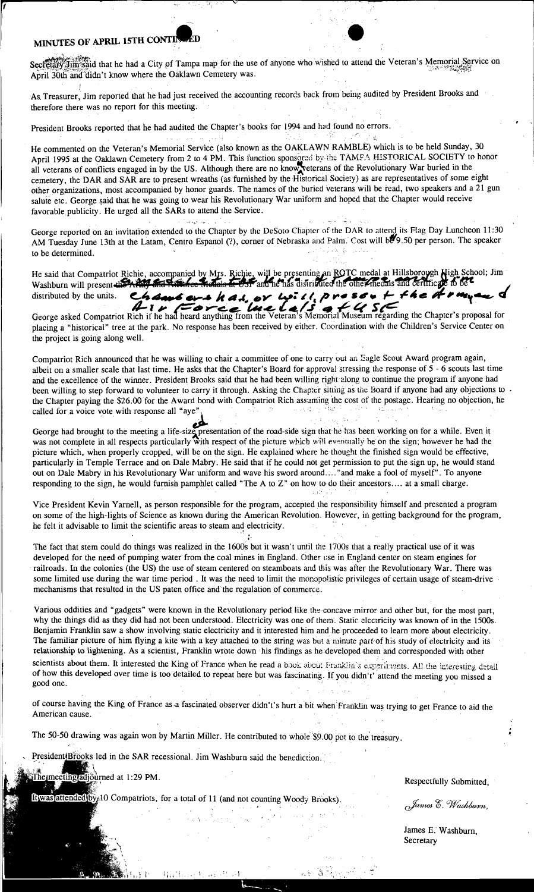## MINUTES OF APRIL 15TH CONTINUED

Secretary Jim said that he had a City of Tampa map for the use of anyone who wished to attend the Veteran's Memorial Service on April 30th and didn't know where the Oaklawn Cemetery was.

As Treasurer, Jim reported that he had just received the accounting records back from being audited by President Brooks and therefore there was no report for this meeting.

President Brooks reported that he had audited the Chapter's books for 1994 and had found no errors.

He commented on the Veteran's Memorial Service (also known as the OAKLAWN RAMBLE) which is to be held Sunday, 30 April 1995 at the Oaklawn Cemetery from 2 to 4 PM. This function sponsored by the TAMPA HISTORICAL SOCIETY to honor all veterans of conflicts engaged in by the US. Although there are no known veterans of the Revolutionary War buried in the cemetery, the DAR and SAR are to present wreaths (as furnished by the Historical Society) as are representatives of some eight other organizations, most accompanied by honor guards. The names of the buried veterans will be read, two speakers and a 21 gun salute etc. George said that he was going to wear his Revolutionary War uniform and hoped that the Chapter would receive favorable publicity. He urged all the SARs to attend the Service.

George reported on an invitation extended to the Chapter by the DeSoto Chapter of the DAR to attend its Flag Day Luncheon 11:30 AM Tuesday June 13th at the Latam, Centro Espanol (?), corner of Nebraska and Palm. Cost will be $9.50 per person. The speaker to be determined.

He said that Compatriot Richie, accompanied by Mrs. Richie, will be presenting an ROTC medal at Hillsborough High School; Jim Washburn will present ~~the Army and Air Force Medals at USF~~ and he has distributed the other medals and certificate to be distributed by the units. *Chambers has, or will, present the Army and Air Force Medals at USF*

George asked Compatriot Rich if he had heard anything from the Veteran's Memorial Museum regarding the Chapter's proposal for placing a "historical" tree at the park. No response has been received by either. Coordination with the Children's Service Center on the project is going along well.

Compatriot Rich announced that he was willing to chair a committee of one to carry out an Eagle Scout Award program again, albeit on a smaller scale that last time. He asks that the Chapter's Board for approval stressing the response of 5 - 6 scouts last time and the excellence of the winner. President Brooks said that he had been willing right along to continue the program if anyone had been willing to step forward to volunteer to carry it through. Asking the Chapter sitting as the Board if anyone had any objections to the Chapter paying the $26.00 for the Award bond with Compatriot Rich assuming the cost of the postage. Hearing no objection, he called for a voice vote with response all "aye".

George had brought to the meeting a life-sized presentation of the road-side sign that he has been working on for a while. Even it was not complete in all respects particularly with respect of the picture which will eventually be on the sign; however he had the picture which, when properly cropped, will be on the sign. He explained where he thought the finished sign would be effective, particularly in Temple Terrace and on Dale Mabry. He said that if he could not get permission to put the sign up, he would stand out on Dale Mabry in his Revolutionary War uniform and wave his sword around...."and make a fool of myself". To anyone responding to the sign, he would furnish pamphlet called "The A to Z" on how to do their ancestors.... at a small charge.

Vice President Kevin Yarnell, as person responsible for the program, accepted the responsibility himself and presented a program on some of the high-lights of Science as known during the American Revolution. However, in getting background for the program, he felt it advisable to limit the scientific areas to steam and electricity.

The fact that stem could do things was realized in the 1600s but it wasn't until the 1700s that a really practical use of it was developed for the need of pumping water from the coal mines in England. Other use in England center on steam engines for railroads. In the colonies (the US) the use of steam centered on steamboats and this was after the Revolutionary War. There was some limited use during the war time period . It was the need to limit the monopolistic privileges of certain usage of steam-drive mechanisms that resulted in the US paten office and the regulation of commerce.

Various oddities and "gadgets" were known in the Revolutionary period like the concave mirror and other but, for the most part, why the things did as they did had not been understood. Electricity was one of them. Static electricity was known of in the 1500s. Benjamin Franklin saw a show involving static electricity and it interested him and he proceeded to learn more about electricity. The familiar picture of him flying a kite with a key attached to the string was but a minute part of his study of electricity and its relationship to lightening. As a scientist, Franklin wrote down his findings as he developed them and corresponded with other scientists about them. It interested the King of France when he read a book about Franklin's experiments. All the interesting detail of how this developed over time is too detailed to repeat here but was fascinating. If you didn't' attend the meeting you missed a good one.

of course having the King of France as a fascinated observer didn't's hurt a bit when Franklin was trying to get France to aid the American cause.

The 50-50 drawing was again won by Martin Miller. He contributed to whole $9.00 pot to the treasury.

President Brooks led in the SAR recessional. Jim Washburn said the benediction.

The meeting adjourned at 1:29 PM.

It was attended by 10 Compatriots, for a total of 11 (and not counting Woody Brooks).

Respectfully Submitted,

*James E. Washburn,*

James E. Washburn,
Secretary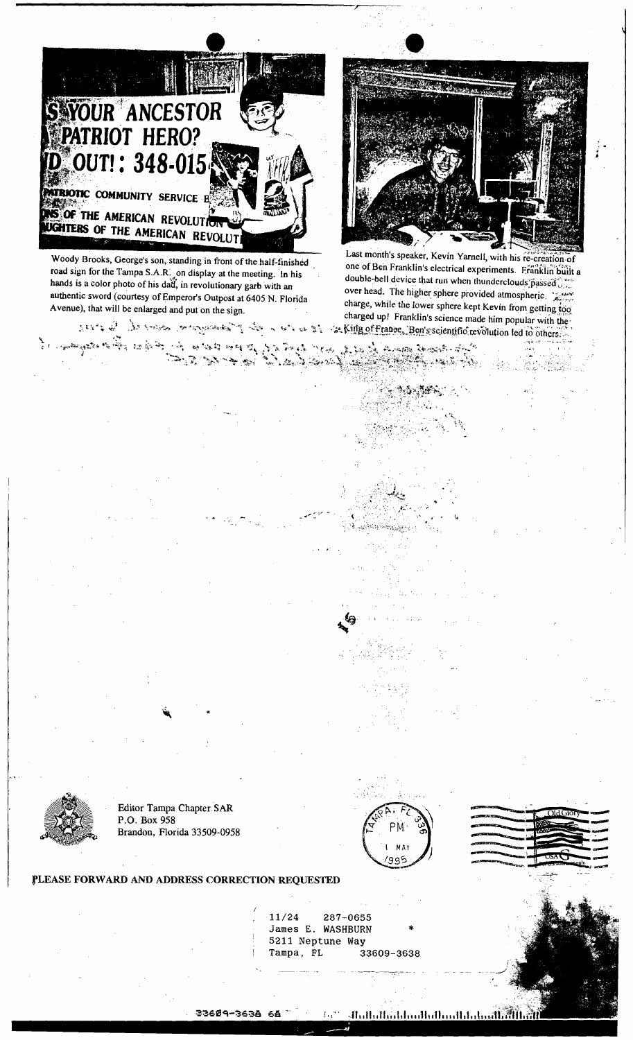Woody Brooks, George's son, standing in front of the half-finished road sign for the Tampa S.A.R. on display at the meeting. In his hands is a color photo of his dad, in revolutionary garb with an authentic sword (courtesy of Emperor's Outpost at 6405 N. Florida Avenue), that will be enlarged and put on the sign.

Last month's speaker, Kevin Yarnell, with his re-creation of one of Ben Franklin's electrical experiments. Franklin built a double-bell device that run when thunderclouds passed over head. The higher sphere provided atmospheric charge, while the lower sphere kept Kevin from getting too charged up! Franklin's science made him popular with the King of France. Ben's scientific revolution led to others.

Editor Tampa Chapter SAR
P.O. Box 958
Brandon, Florida 33509-0958

TAMPA, FL 336
PM
1 MAY
1995

**PLEASE FORWARD AND ADDRESS CORRECTION REQUESTED**

11/24 287-0655
James E. WASHBURN *
5211 Neptune Way
Tampa, FL 33609-3638

33609-3638 68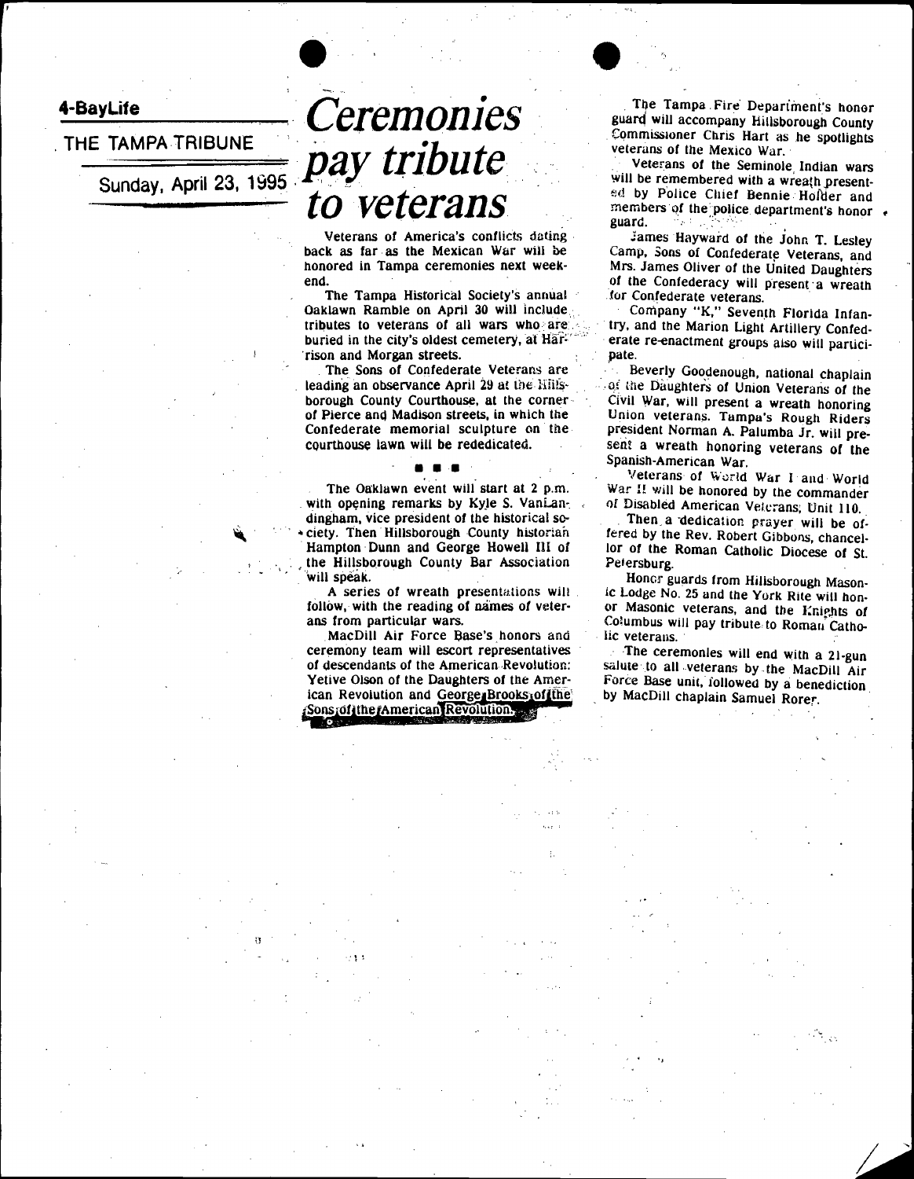4-BayLife

THE TAMPA TRIBUNE

Sunday, April 23, 1995

# Ceremonies pay tribute to veterans

Veterans of America's conflicts dating back as far as the Mexican War will be honored in Tampa ceremonies next weekend.

The Tampa Historical Society's annual Oaklawn Ramble on April 30 will include tributes to veterans of all wars who are buried in the city's oldest cemetery, at Harrison and Morgan streets.

The Sons of Confederate Veterans are leading an observance April 29 at the Hillsborough County Courthouse, at the corner of Pierce and Madison streets, in which the Confederate memorial sculpture on the courthouse lawn will be rededicated.

■ ■ ■

The Oaklawn event will start at 2 p.m. with opening remarks by Kyle S. VanLandingham, vice president of the historical society. Then Hillsborough County historian Hampton Dunn and George Howell III of the Hillsborough County Bar Association will speak.

A series of wreath presentations will follow, with the reading of names of veterans from particular wars.

MacDill Air Force Base's honors and ceremony team will escort representatives of descendants of the American Revolution: Yetive Olson of the Daughters of the American Revolution and George Brooks of the Sons of the American Revolution.

The Tampa Fire Department's honor guard will accompany Hillsborough County Commissioner Chris Hart as he spotlights veterans of the Mexico War.

Veterans of the Seminole Indian wars will be remembered with a wreath presented by Police Chief Bennie Holder and members of the police department's honor guard.

James Hayward of the John T. Lesley Camp, Sons of Confederate Veterans, and Mrs. James Oliver of the United Daughters of the Confederacy will present a wreath for Confederate veterans.

Company "K," Seventh Florida Infantry, and the Marion Light Artillery Confederate re-enactment groups also will participate.

Beverly Goodenough, national chaplain of the Daughters of Union Veterans of the Civil War, will present a wreath honoring Union veterans. Tampa's Rough Riders president Norman A. Palumba Jr. will present a wreath honoring veterans of the Spanish-American War.

Veterans of World War I and World War II will be honored by the commander of Disabled American Veterans, Unit 110.

Then a dedication prayer will be offered by the Rev. Robert Gibbons, chancellor of the Roman Catholic Diocese of St. Petersburg.

Honor guards from Hillsborough Masonic Lodge No. 25 and the York Rite will honor Masonic veterans, and the Knights of Columbus will pay tribute to Roman Catholic veterans.

The ceremonies will end with a 21-gun salute to all veterans by the MacDill Air Force Base unit, followed by a benediction by MacDill chaplain Samuel Rorer.